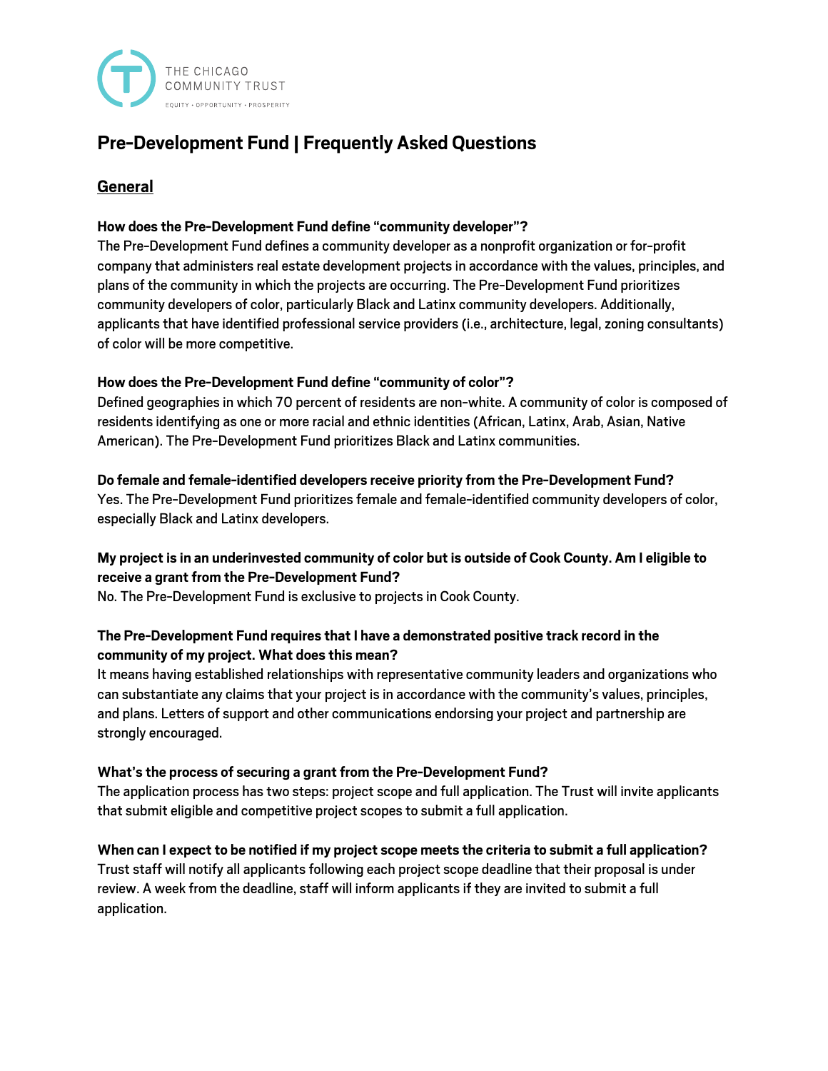THE CHICAGO COMMUNITY TRUST

EQUITY • OPPORTUNITY • PROSPERITY

# Pre-Development Fund | Frequently Asked Questions

## General

**How does the Pre-Development Fund define "community developer"?**
The Pre-Development Fund defines a community developer as a nonprofit organization or for-profit company that administers real estate development projects in accordance with the values, principles, and plans of the community in which the projects are occurring. The Pre-Development Fund prioritizes community developers of color, particularly Black and Latinx community developers. Additionally, applicants that have identified professional service providers (i.e., architecture, legal, zoning consultants) of color will be more competitive.

**How does the Pre-Development Fund define "community of color"?**
Defined geographies in which 70 percent of residents are non-white. A community of color is composed of residents identifying as one or more racial and ethnic identities (African, Latinx, Arab, Asian, Native American). The Pre-Development Fund prioritizes Black and Latinx communities.

**Do female and female-identified developers receive priority from the Pre-Development Fund?**
Yes. The Pre-Development Fund prioritizes female and female-identified community developers of color, especially Black and Latinx developers.

**My project is in an underinvested community of color but is outside of Cook County. Am I eligible to receive a grant from the Pre-Development Fund?**
No. The Pre-Development Fund is exclusive to projects in Cook County.

**The Pre-Development Fund requires that I have a demonstrated positive track record in the community of my project. What does this mean?**
It means having established relationships with representative community leaders and organizations who can substantiate any claims that your project is in accordance with the community's values, principles, and plans. Letters of support and other communications endorsing your project and partnership are strongly encouraged.

**What's the process of securing a grant from the Pre-Development Fund?**
The application process has two steps: project scope and full application. The Trust will invite applicants that submit eligible and competitive project scopes to submit a full application.

**When can I expect to be notified if my project scope meets the criteria to submit a full application?**
Trust staff will notify all applicants following each project scope deadline that their proposal is under review. A week from the deadline, staff will inform applicants if they are invited to submit a full application.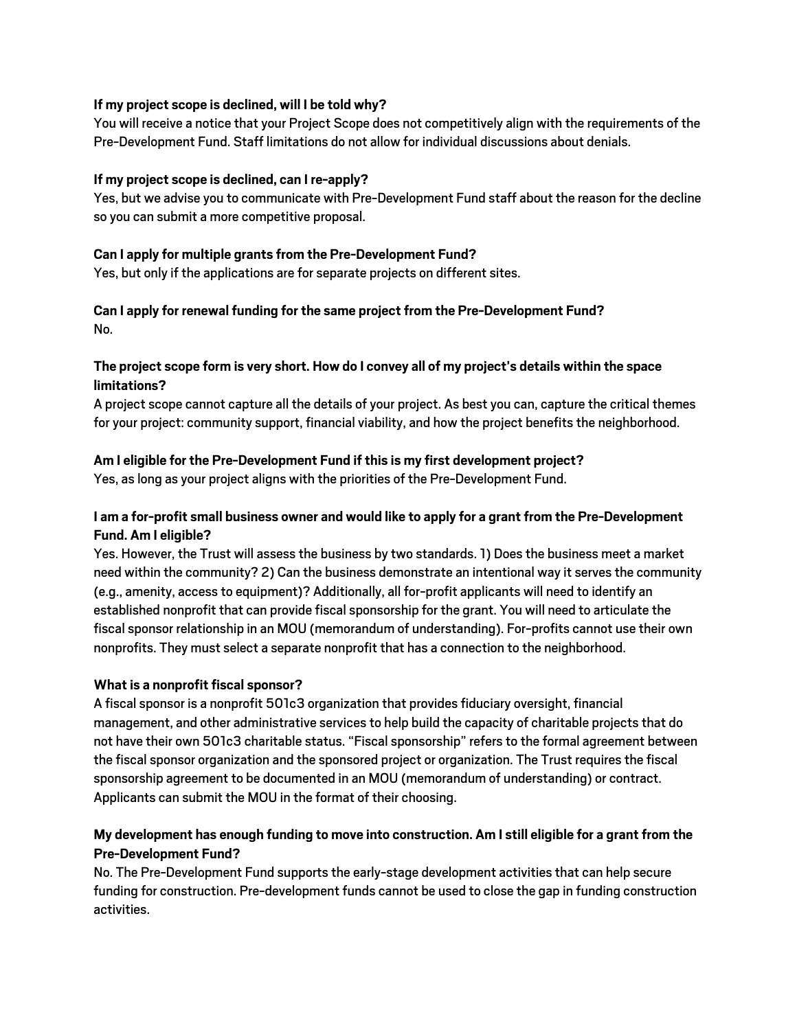**If my project scope is declined, will I be told why?**

You will receive a notice that your Project Scope does not competitively align with the requirements of the Pre-Development Fund. Staff limitations do not allow for individual discussions about denials.

**If my project scope is declined, can I re-apply?**

Yes, but we advise you to communicate with Pre-Development Fund staff about the reason for the decline so you can submit a more competitive proposal.

**Can I apply for multiple grants from the Pre-Development Fund?**

Yes, but only if the applications are for separate projects on different sites.

**Can I apply for renewal funding for the same project from the Pre-Development Fund?**

No.

**The project scope form is very short. How do I convey all of my project's details within the space limitations?**

A project scope cannot capture all the details of your project. As best you can, capture the critical themes for your project: community support, financial viability, and how the project benefits the neighborhood.

**Am I eligible for the Pre-Development Fund if this is my first development project?**

Yes, as long as your project aligns with the priorities of the Pre-Development Fund.

**I am a for-profit small business owner and would like to apply for a grant from the Pre-Development Fund. Am I eligible?**

Yes. However, the Trust will assess the business by two standards. 1) Does the business meet a market need within the community? 2) Can the business demonstrate an intentional way it serves the community (e.g., amenity, access to equipment)? Additionally, all for-profit applicants will need to identify an established nonprofit that can provide fiscal sponsorship for the grant. You will need to articulate the fiscal sponsor relationship in an MOU (memorandum of understanding). For-profits cannot use their own nonprofits. They must select a separate nonprofit that has a connection to the neighborhood.

**What is a nonprofit fiscal sponsor?**

A fiscal sponsor is a nonprofit 501c3 organization that provides fiduciary oversight, financial management, and other administrative services to help build the capacity of charitable projects that do not have their own 501c3 charitable status. "Fiscal sponsorship" refers to the formal agreement between the fiscal sponsor organization and the sponsored project or organization. The Trust requires the fiscal sponsorship agreement to be documented in an MOU (memorandum of understanding) or contract. Applicants can submit the MOU in the format of their choosing.

**My development has enough funding to move into construction. Am I still eligible for a grant from the Pre-Development Fund?**

No. The Pre-Development Fund supports the early-stage development activities that can help secure funding for construction. Pre-development funds cannot be used to close the gap in funding construction activities.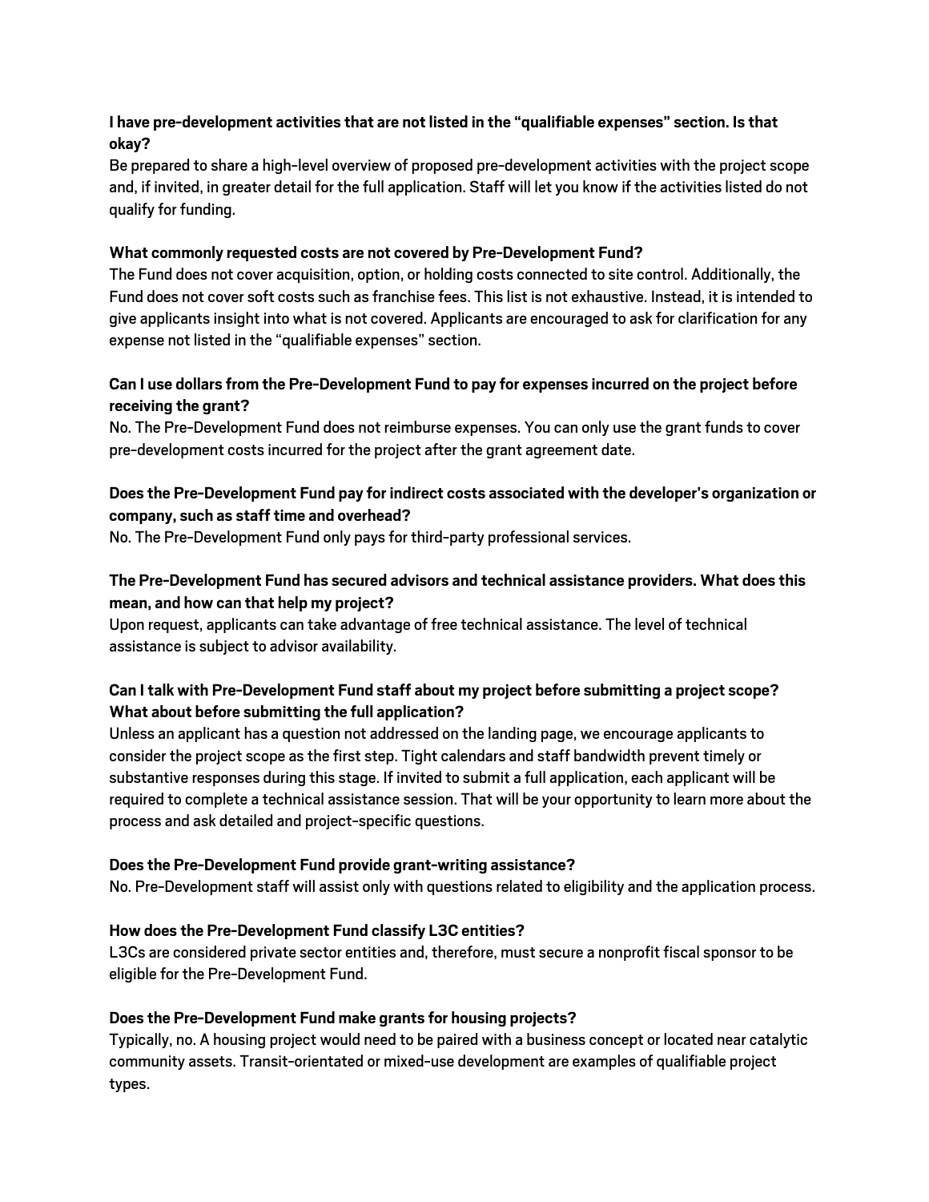**I have pre-development activities that are not listed in the "qualifiable expenses" section. Is that okay?**

Be prepared to share a high-level overview of proposed pre-development activities with the project scope and, if invited, in greater detail for the full application. Staff will let you know if the activities listed do not qualify for funding.

**What commonly requested costs are not covered by Pre-Development Fund?**

The Fund does not cover acquisition, option, or holding costs connected to site control. Additionally, the Fund does not cover soft costs such as franchise fees. This list is not exhaustive. Instead, it is intended to give applicants insight into what is not covered. Applicants are encouraged to ask for clarification for any expense not listed in the "qualifiable expenses" section.

**Can I use dollars from the Pre-Development Fund to pay for expenses incurred on the project before receiving the grant?**

No. The Pre-Development Fund does not reimburse expenses. You can only use the grant funds to cover pre-development costs incurred for the project after the grant agreement date.

**Does the Pre-Development Fund pay for indirect costs associated with the developer's organization or company, such as staff time and overhead?**

No. The Pre-Development Fund only pays for third-party professional services.

**The Pre-Development Fund has secured advisors and technical assistance providers. What does this mean, and how can that help my project?**

Upon request, applicants can take advantage of free technical assistance. The level of technical assistance is subject to advisor availability.

**Can I talk with Pre-Development Fund staff about my project before submitting a project scope? What about before submitting the full application?**

Unless an applicant has a question not addressed on the landing page, we encourage applicants to consider the project scope as the first step. Tight calendars and staff bandwidth prevent timely or substantive responses during this stage. If invited to submit a full application, each applicant will be required to complete a technical assistance session. That will be your opportunity to learn more about the process and ask detailed and project-specific questions.

**Does the Pre-Development Fund provide grant-writing assistance?**

No. Pre-Development staff will assist only with questions related to eligibility and the application process.

**How does the Pre-Development Fund classify L3C entities?**

L3Cs are considered private sector entities and, therefore, must secure a nonprofit fiscal sponsor to be eligible for the Pre-Development Fund.

**Does the Pre-Development Fund make grants for housing projects?**

Typically, no. A housing project would need to be paired with a business concept or located near catalytic community assets. Transit-orientated or mixed-use development are examples of qualifiable project types.